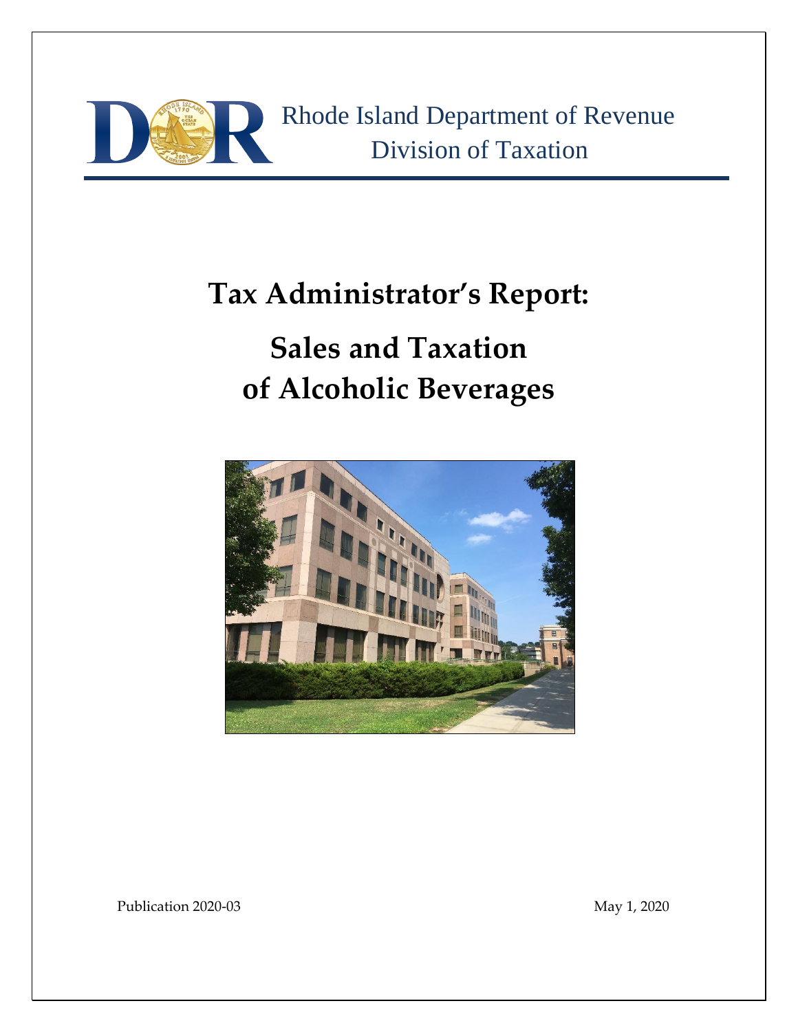Rhode Island Department of Revenue
Division of Taxation

# Tax Administrator's Report:

# Sales and Taxation of Alcoholic Beverages

Publication 2020-03

May 1, 2020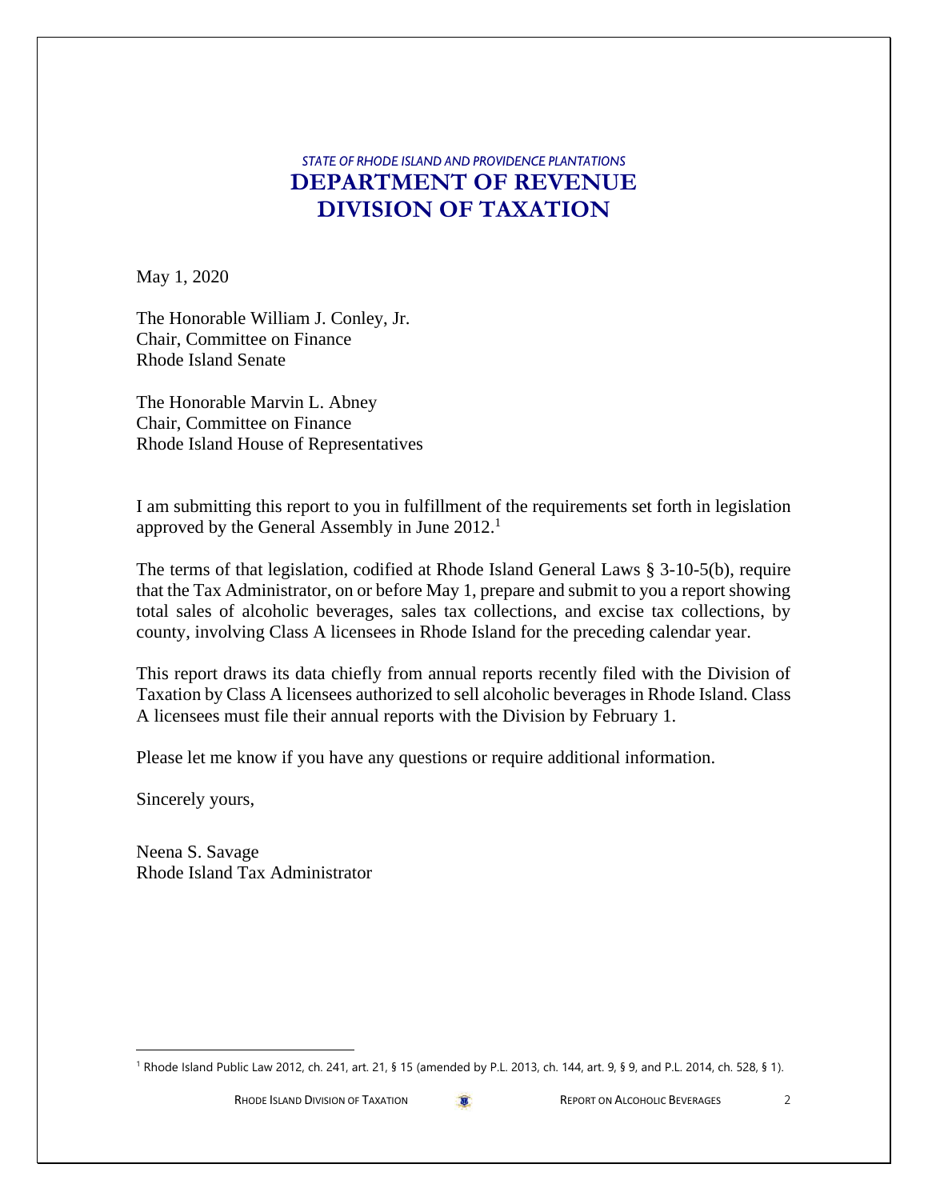*STATE OF RHODE ISLAND AND PROVIDENCE PLANTATIONS*

**DEPARTMENT OF REVENUE**

**DIVISION OF TAXATION**

May 1, 2020

The Honorable William J. Conley, Jr.
Chair, Committee on Finance
Rhode Island Senate

The Honorable Marvin L. Abney
Chair, Committee on Finance
Rhode Island House of Representatives

I am submitting this report to you in fulfillment of the requirements set forth in legislation approved by the General Assembly in June 2012.[1]

The terms of that legislation, codified at Rhode Island General Laws § 3-10-5(b), require that the Tax Administrator, on or before May 1, prepare and submit to you a report showing total sales of alcoholic beverages, sales tax collections, and excise tax collections, by county, involving Class A licensees in Rhode Island for the preceding calendar year.

This report draws its data chiefly from annual reports recently filed with the Division of Taxation by Class A licensees authorized to sell alcoholic beverages in Rhode Island. Class A licensees must file their annual reports with the Division by February 1.

Please let me know if you have any questions or require additional information.

Sincerely yours,

Neena S. Savage
Rhode Island Tax Administrator

---

[1] Rhode Island Public Law 2012, ch. 241, art. 21, § 15 (amended by P.L. 2013, ch. 144, art. 9, § 9, and P.L. 2014, ch. 528, § 1).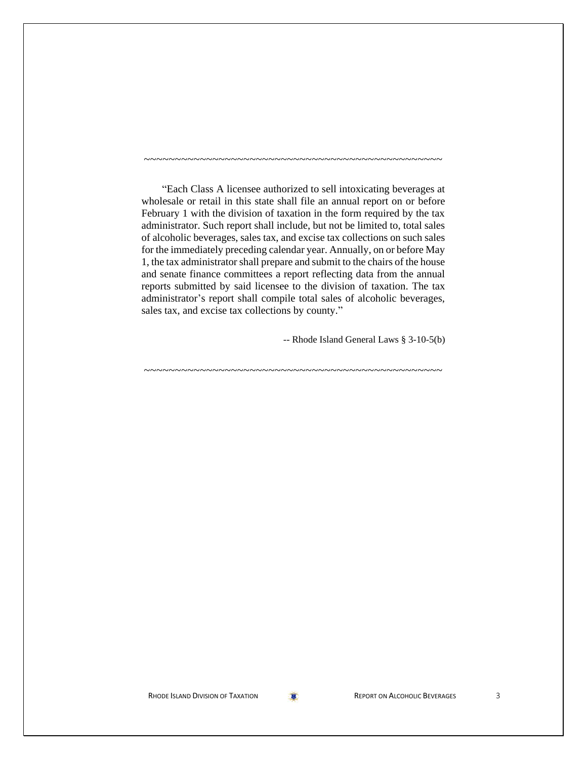~~~~~~~~~~~~~~~~~~~~~~~~~~~~~~~~~~~~~~~~~~~~~~~~~~~

"Each Class A licensee authorized to sell intoxicating beverages at wholesale or retail in this state shall file an annual report on or before February 1 with the division of taxation in the form required by the tax administrator. Such report shall include, but not be limited to, total sales of alcoholic beverages, sales tax, and excise tax collections on such sales for the immediately preceding calendar year. Annually, on or before May 1, the tax administrator shall prepare and submit to the chairs of the house and senate finance committees a report reflecting data from the annual reports submitted by said licensee to the division of taxation. The tax administrator's report shall compile total sales of alcoholic beverages, sales tax, and excise tax collections by county."

-- Rhode Island General Laws § 3-10-5(b)

~~~~~~~~~~~~~~~~~~~~~~~~~~~~~~~~~~~~~~~~~~~~~~~~~~~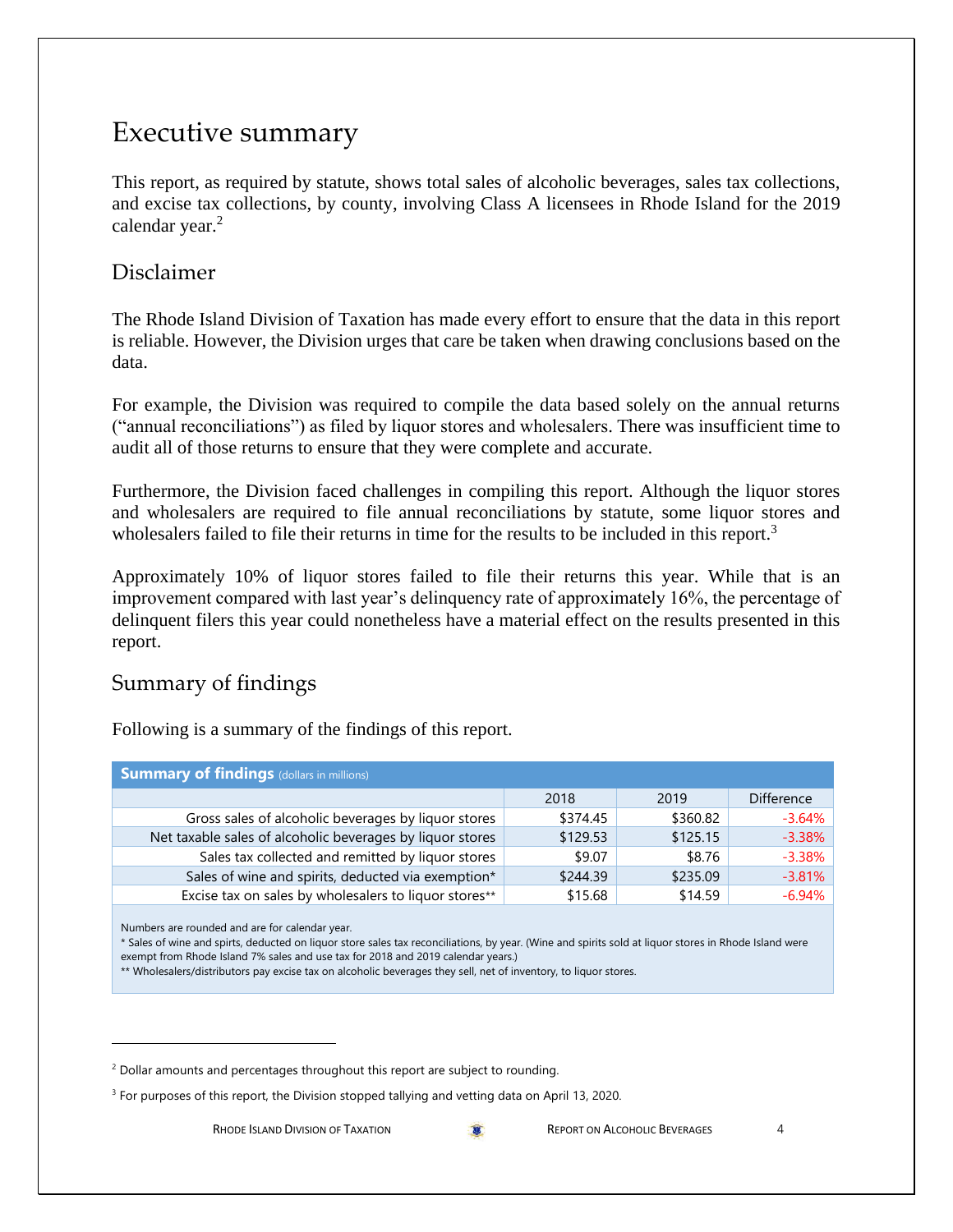# Executive summary

This report, as required by statute, shows total sales of alcoholic beverages, sales tax collections, and excise tax collections, by county, involving Class A licensees in Rhode Island for the 2019 calendar year.[2]

## Disclaimer

The Rhode Island Division of Taxation has made every effort to ensure that the data in this report is reliable. However, the Division urges that care be taken when drawing conclusions based on the data.

For example, the Division was required to compile the data based solely on the annual returns ("annual reconciliations") as filed by liquor stores and wholesalers. There was insufficient time to audit all of those returns to ensure that they were complete and accurate.

Furthermore, the Division faced challenges in compiling this report. Although the liquor stores and wholesalers are required to file annual reconciliations by statute, some liquor stores and wholesalers failed to file their returns in time for the results to be included in this report.[3]

Approximately 10% of liquor stores failed to file their returns this year. While that is an improvement compared with last year's delinquency rate of approximately 16%, the percentage of delinquent filers this year could nonetheless have a material effect on the results presented in this report.

## Summary of findings

Following is a summary of the findings of this report.

**Summary of findings** (dollars in millions)

| | 2018 | 2019 | Difference |
|---|---|---|---|
| Gross sales of alcoholic beverages by liquor stores | $374.45 | $360.82 | -3.64% |
| Net taxable sales of alcoholic beverages by liquor stores | $129.53 | $125.15 | -3.38% |
| Sales tax collected and remitted by liquor stores | $9.07 | $8.76 | -3.38% |
| Sales of wine and spirits, deducted via exemption* | $244.39 | $235.09 | -3.81% |
| Excise tax on sales by wholesalers to liquor stores** | $15.68 | $14.59 | -6.94% |

Numbers are rounded and are for calendar year.
* Sales of wine and spirts, deducted on liquor store sales tax reconciliations, by year. (Wine and spirits sold at liquor stores in Rhode Island were exempt from Rhode Island 7% sales and use tax for 2018 and 2019 calendar years.)
** Wholesalers/distributors pay excise tax on alcoholic beverages they sell, net of inventory, to liquor stores.

---

[2] Dollar amounts and percentages throughout this report are subject to rounding.

[3] For purposes of this report, the Division stopped tallying and vetting data on April 13, 2020.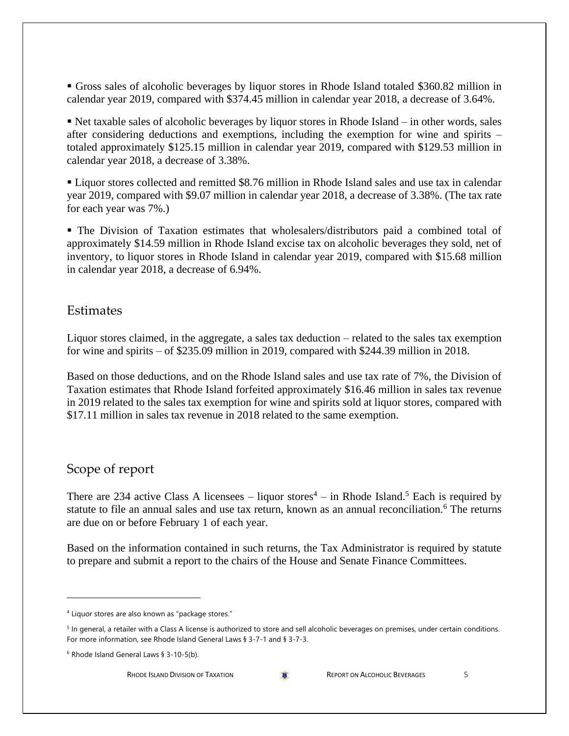- Gross sales of alcoholic beverages by liquor stores in Rhode Island totaled $360.82 million in calendar year 2019, compared with $374.45 million in calendar year 2018, a decrease of 3.64%.

- Net taxable sales of alcoholic beverages by liquor stores in Rhode Island – in other words, sales after considering deductions and exemptions, including the exemption for wine and spirits – totaled approximately $125.15 million in calendar year 2019, compared with $129.53 million in calendar year 2018, a decrease of 3.38%.

- Liquor stores collected and remitted $8.76 million in Rhode Island sales and use tax in calendar year 2019, compared with $9.07 million in calendar year 2018, a decrease of 3.38%. (The tax rate for each year was 7%.)

- The Division of Taxation estimates that wholesalers/distributors paid a combined total of approximately $14.59 million in Rhode Island excise tax on alcoholic beverages they sold, net of inventory, to liquor stores in Rhode Island in calendar year 2019, compared with $15.68 million in calendar year 2018, a decrease of 6.94%.

## Estimates

Liquor stores claimed, in the aggregate, a sales tax deduction – related to the sales tax exemption for wine and spirits – of $235.09 million in 2019, compared with $244.39 million in 2018.

Based on those deductions, and on the Rhode Island sales and use tax rate of 7%, the Division of Taxation estimates that Rhode Island forfeited approximately $16.46 million in sales tax revenue in 2019 related to the sales tax exemption for wine and spirits sold at liquor stores, compared with $17.11 million in sales tax revenue in 2018 related to the same exemption.

## Scope of report

There are 234 active Class A licensees – liquor stores[4] – in Rhode Island.[5] Each is required by statute to file an annual sales and use tax return, known as an annual reconciliation.[6] The returns are due on or before February 1 of each year.

Based on the information contained in such returns, the Tax Administrator is required by statute to prepare and submit a report to the chairs of the House and Senate Finance Committees.

---

[4] Liquor stores are also known as "package stores."

[5] In general, a retailer with a Class A license is authorized to store and sell alcoholic beverages on premises, under certain conditions. For more information, see Rhode Island General Laws § 3-7-1 and § 3-7-3.

[6] Rhode Island General Laws § 3-10-5(b).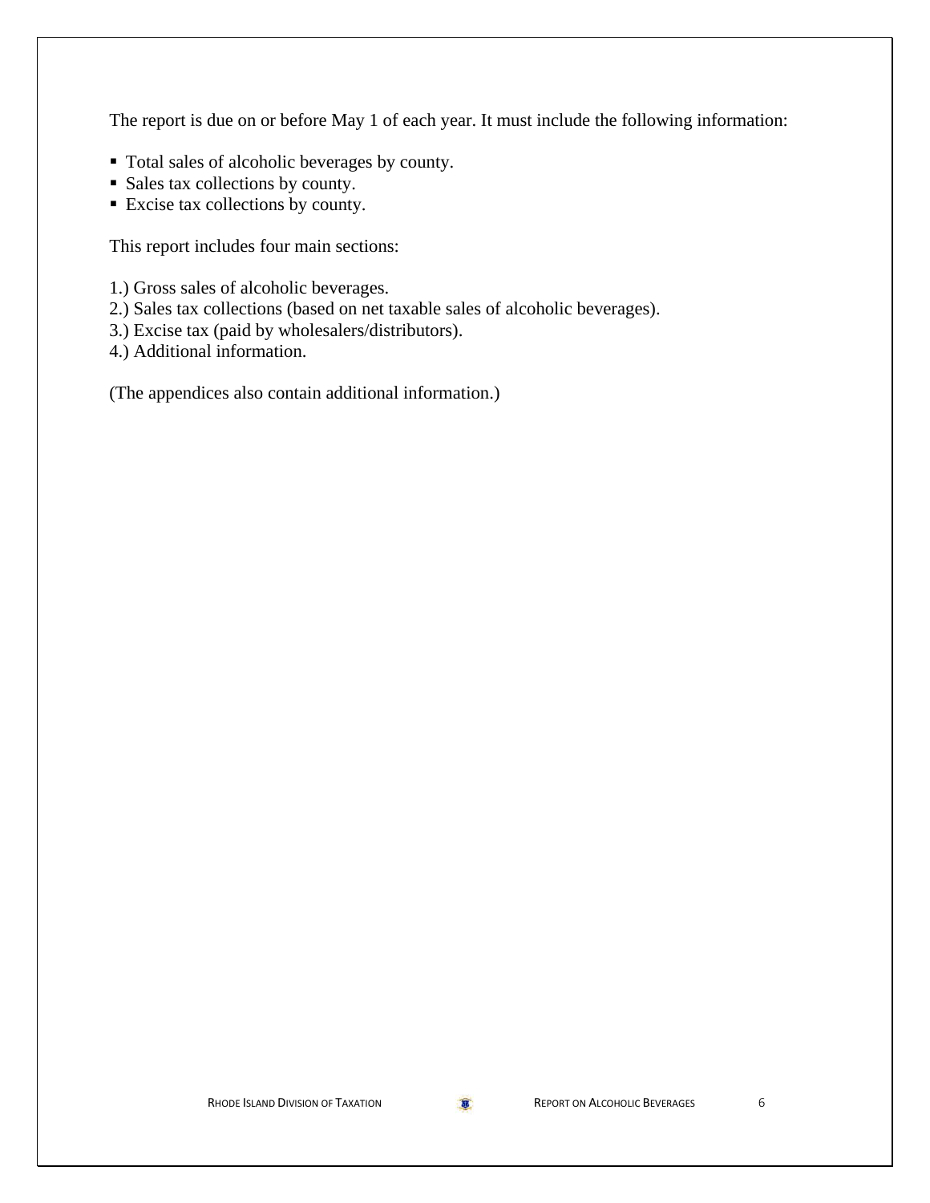The report is due on or before May 1 of each year. It must include the following information:

- Total sales of alcoholic beverages by county.
- Sales tax collections by county.
- Excise tax collections by county.

This report includes four main sections:

1.) Gross sales of alcoholic beverages.
2.) Sales tax collections (based on net taxable sales of alcoholic beverages).
3.) Excise tax (paid by wholesalers/distributors).
4.) Additional information.

(The appendices also contain additional information.)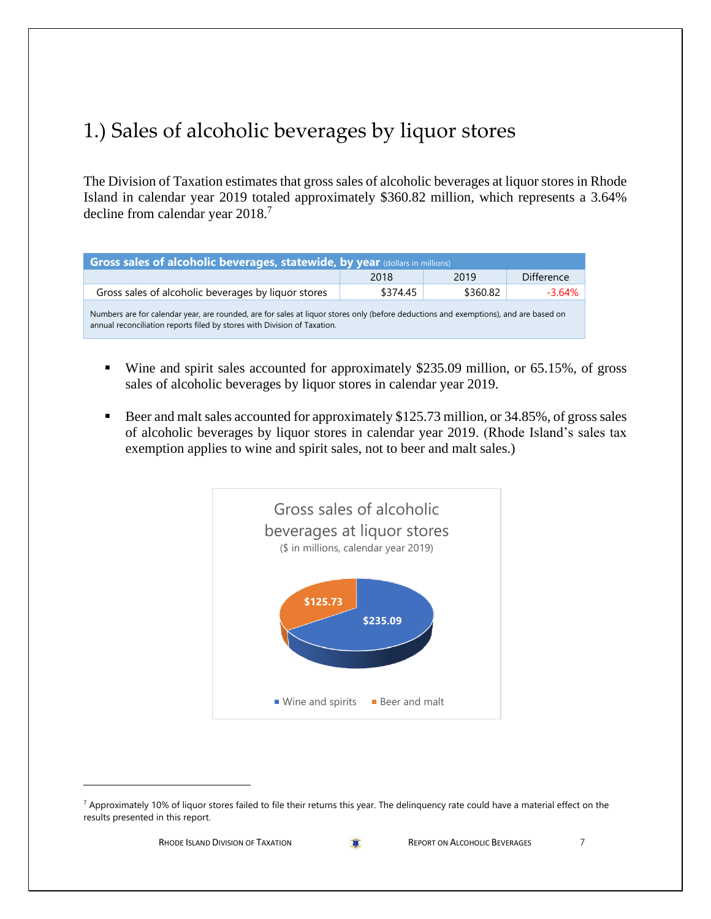# 1.) Sales of alcoholic beverages by liquor stores

The Division of Taxation estimates that gross sales of alcoholic beverages at liquor stores in Rhode Island in calendar year 2019 totaled approximately $360.82 million, which represents a 3.64% decline from calendar year 2018.[7]

| **Gross sales of alcoholic beverages, statewide, by year** (dollars in millions) | | | |
|---|---|---|---|
| | 2018 | 2019 | Difference |
| Gross sales of alcoholic beverages by liquor stores | $374.45 | $360.82 | -3.64% |
| Numbers are for calendar year, are rounded, are for sales at liquor stores only (before deductions and exemptions), and are based on annual reconciliation reports filed by stores with Division of Taxation. | | | |

- Wine and spirit sales accounted for approximately $235.09 million, or 65.15%, of gross sales of alcoholic beverages by liquor stores in calendar year 2019.
- Beer and malt sales accounted for approximately $125.73 million, or 34.85%, of gross sales of alcoholic beverages by liquor stores in calendar year 2019. (Rhode Island's sales tax exemption applies to wine and spirit sales, not to beer and malt sales.)

Gross sales of alcoholic beverages at liquor stores
($ in millions, calendar year 2019)

| Category | Sales |
|---|---|
| Wine and spirits | $235.09 |
| Beer and malt | $125.73 |

[7] Approximately 10% of liquor stores failed to file their returns this year. The delinquency rate could have a material effect on the results presented in this report.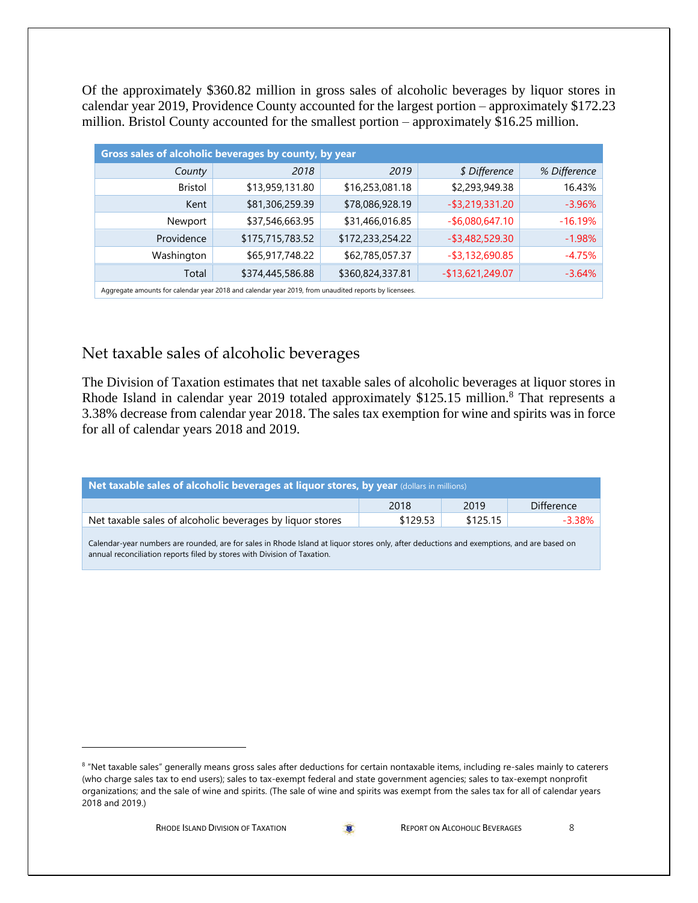Of the approximately $360.82 million in gross sales of alcoholic beverages by liquor stores in calendar year 2019, Providence County accounted for the largest portion – approximately $172.23 million. Bristol County accounted for the smallest portion – approximately $16.25 million.

| **Gross sales of alcoholic beverages by county, by year** | | | | |
|---|---|---|---|---|
| *County* | *2018* | *2019* | *$ Difference* | *% Difference* |
| Bristol | $13,959,131.80 | $16,253,081.18 | $2,293,949.38 | 16.43% |
| Kent | $81,306,259.39 | $78,086,928.19 | -$3,219,331.20 | -3.96% |
| Newport | $37,546,663.95 | $31,466,016.85 | -$6,080,647.10 | -16.19% |
| Providence | $175,715,783.52 | $172,233,254.22 | -$3,482,529.30 | -1.98% |
| Washington | $65,917,748.22 | $62,785,057.37 | -$3,132,690.85 | -4.75% |
| Total | $374,445,586.88 | $360,824,337.81 | -$13,621,249.07 | -3.64% |

Aggregate amounts for calendar year 2018 and calendar year 2019, from unaudited reports by licensees.

## Net taxable sales of alcoholic beverages

The Division of Taxation estimates that net taxable sales of alcoholic beverages at liquor stores in Rhode Island in calendar year 2019 totaled approximately $125.15 million.[8] That represents a 3.38% decrease from calendar year 2018. The sales tax exemption for wine and spirits was in force for all of calendar years 2018 and 2019.

| **Net taxable sales of alcoholic beverages at liquor stores, by year** (dollars in millions) | | | |
|---|---|---|---|
| | 2018 | 2019 | Difference |
| Net taxable sales of alcoholic beverages by liquor stores | $129.53 | $125.15 | -3.38% |

Calendar-year numbers are rounded, are for sales in Rhode Island at liquor stores only, after deductions and exemptions, and are based on annual reconciliation reports filed by stores with Division of Taxation.

[8] "Net taxable sales" generally means gross sales after deductions for certain nontaxable items, including re-sales mainly to caterers (who charge sales tax to end users); sales to tax-exempt federal and state government agencies; sales to tax-exempt nonprofit organizations; and the sale of wine and spirits. (The sale of wine and spirits was exempt from the sales tax for all of calendar years 2018 and 2019.)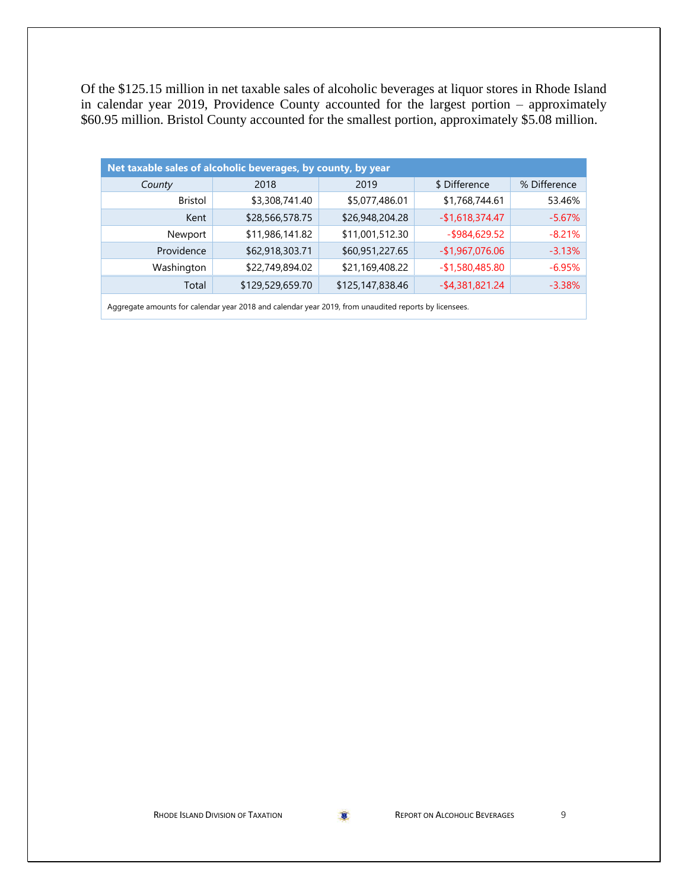Of the $125.15 million in net taxable sales of alcoholic beverages at liquor stores in Rhode Island in calendar year 2019, Providence County accounted for the largest portion – approximately $60.95 million. Bristol County accounted for the smallest portion, approximately $5.08 million.

**Net taxable sales of alcoholic beverages, by county, by year**

| *County* | 2018 | 2019 | $ Difference | % Difference |
|---|---|---|---|---|
| Bristol | $3,308,741.40 | $5,077,486.01 | $1,768,744.61 | 53.46% |
| Kent | $28,566,578.75 | $26,948,204.28 | -$1,618,374.47 | -5.67% |
| Newport | $11,986,141.82 | $11,001,512.30 | -$984,629.52 | -8.21% |
| Providence | $62,918,303.71 | $60,951,227.65 | -$1,967,076.06 | -3.13% |
| Washington | $22,749,894.02 | $21,169,408.22 | -$1,580,485.80 | -6.95% |
| Total | $129,529,659.70 | $125,147,838.46 | -$4,381,821.24 | -3.38% |

Aggregate amounts for calendar year 2018 and calendar year 2019, from unaudited reports by licensees.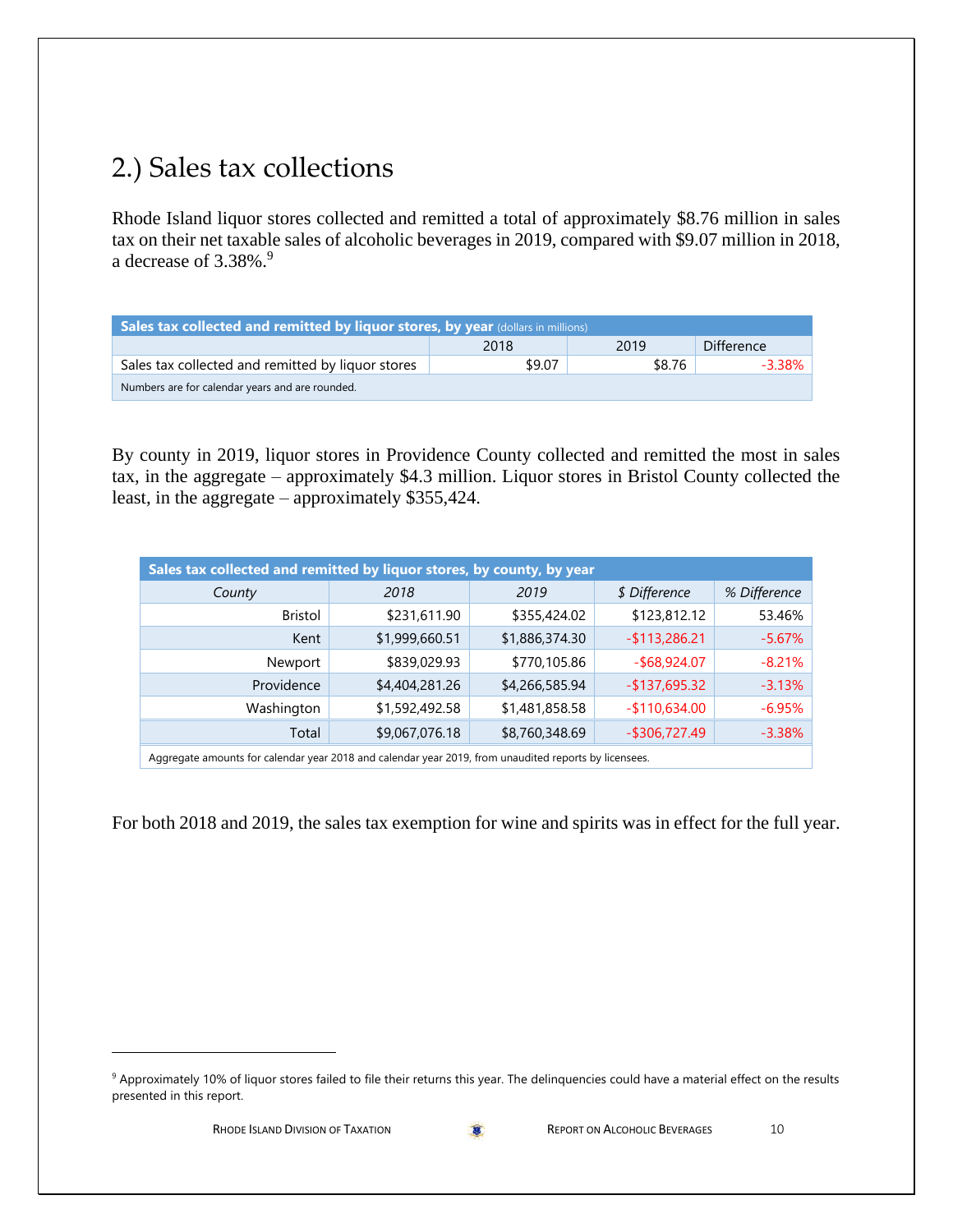## 2.) Sales tax collections

Rhode Island liquor stores collected and remitted a total of approximately $8.76 million in sales tax on their net taxable sales of alcoholic beverages in 2019, compared with $9.07 million in 2018, a decrease of 3.38%.[9]

| Sales tax collected and remitted by liquor stores, by year (dollars in millions) | | | |
|---|---|---|---|
| | 2018 | 2019 | Difference |
| Sales tax collected and remitted by liquor stores | $9.07 | $8.76 | -3.38% |
| Numbers are for calendar years and are rounded. | | | |

By county in 2019, liquor stores in Providence County collected and remitted the most in sales tax, in the aggregate – approximately $4.3 million. Liquor stores in Bristol County collected the least, in the aggregate – approximately $355,424.

| Sales tax collected and remitted by liquor stores, by county, by year | | | | |
|---|---|---|---|---|
| *County* | *2018* | *2019* | *$ Difference* | *% Difference* |
| Bristol | $231,611.90 | $355,424.02 | $123,812.12 | 53.46% |
| Kent | $1,999,660.51 | $1,886,374.30 | -$113,286.21 | -5.67% |
| Newport | $839,029.93 | $770,105.86 | -$68,924.07 | -8.21% |
| Providence | $4,404,281.26 | $4,266,585.94 | -$137,695.32 | -3.13% |
| Washington | $1,592,492.58 | $1,481,858.58 | -$110,634.00 | -6.95% |
| Total | $9,067,076.18 | $8,760,348.69 | -$306,727.49 | -3.38% |
| Aggregate amounts for calendar year 2018 and calendar year 2019, from unaudited reports by licensees. | | | | |

For both 2018 and 2019, the sales tax exemption for wine and spirits was in effect for the full year.

[9] Approximately 10% of liquor stores failed to file their returns this year. The delinquencies could have a material effect on the results presented in this report.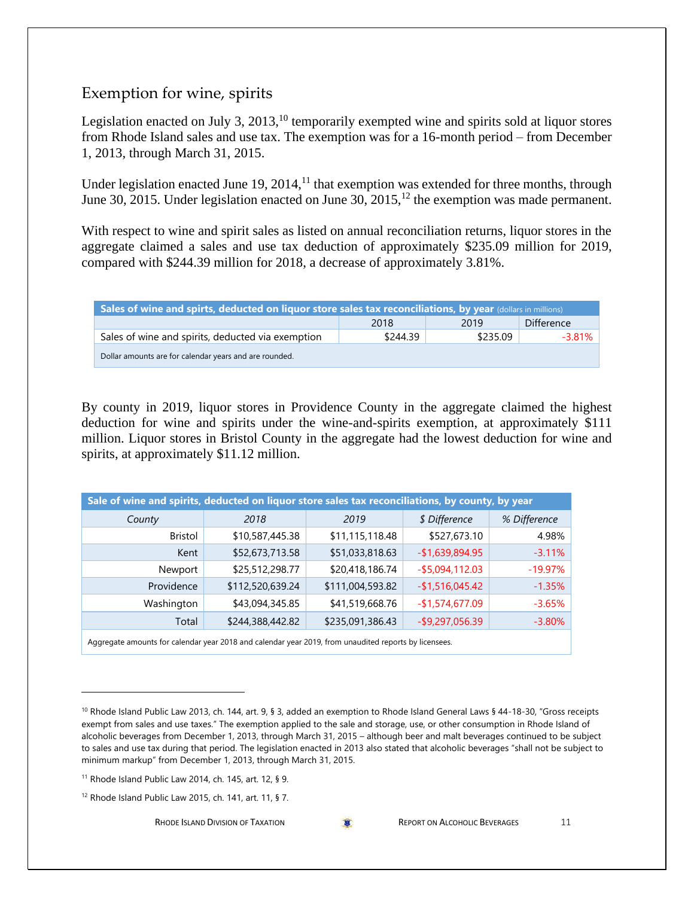## Exemption for wine, spirits

Legislation enacted on July 3, 2013,[10] temporarily exempted wine and spirits sold at liquor stores from Rhode Island sales and use tax. The exemption was for a 16-month period – from December 1, 2013, through March 31, 2015.

Under legislation enacted June 19, 2014,[11] that exemption was extended for three months, through June 30, 2015. Under legislation enacted on June 30, 2015,[12] the exemption was made permanent.

With respect to wine and spirit sales as listed on annual reconciliation returns, liquor stores in the aggregate claimed a sales and use tax deduction of approximately $235.09 million for 2019, compared with $244.39 million for 2018, a decrease of approximately 3.81%.

| **Sales of wine and spirts, deducted on liquor store sales tax reconciliations, by year** (dollars in millions) | | | |
|---|---|---|---|
| | 2018 | 2019 | Difference |
| Sales of wine and spirits, deducted via exemption | $244.39 | $235.09 | -3.81% |
| Dollar amounts are for calendar years and are rounded. | | | |

By county in 2019, liquor stores in Providence County in the aggregate claimed the highest deduction for wine and spirits under the wine-and-spirits exemption, at approximately $111 million. Liquor stores in Bristol County in the aggregate had the lowest deduction for wine and spirits, at approximately $11.12 million.

| **Sale of wine and spirits, deducted on liquor store sales tax reconciliations, by county, by year** | | | | |
|---|---|---|---|---|
| *County* | *2018* | *2019* | *$ Difference* | *% Difference* |
| Bristol | $10,587,445.38 | $11,115,118.48 | $527,673.10 | 4.98% |
| Kent | $52,673,713.58 | $51,033,818.63 | -$1,639,894.95 | -3.11% |
| Newport | $25,512,298.77 | $20,418,186.74 | -$5,094,112.03 | -19.97% |
| Providence | $112,520,639.24 | $111,004,593.82 | -$1,516,045.42 | -1.35% |
| Washington | $43,094,345.85 | $41,519,668.76 | -$1,574,677.09 | -3.65% |
| Total | $244,388,442.82 | $235,091,386.43 | -$9,297,056.39 | -3.80% |
| Aggregate amounts for calendar year 2018 and calendar year 2019, from unaudited reports by licensees. | | | | |

---

[10] Rhode Island Public Law 2013, ch. 144, art. 9, § 3, added an exemption to Rhode Island General Laws § 44-18-30, "Gross receipts exempt from sales and use taxes." The exemption applied to the sale and storage, use, or other consumption in Rhode Island of alcoholic beverages from December 1, 2013, through March 31, 2015 – although beer and malt beverages continued to be subject to sales and use tax during that period. The legislation enacted in 2013 also stated that alcoholic beverages "shall not be subject to minimum markup" from December 1, 2013, through March 31, 2015.

[11] Rhode Island Public Law 2014, ch. 145, art. 12, § 9.

[12] Rhode Island Public Law 2015, ch. 141, art. 11, § 7.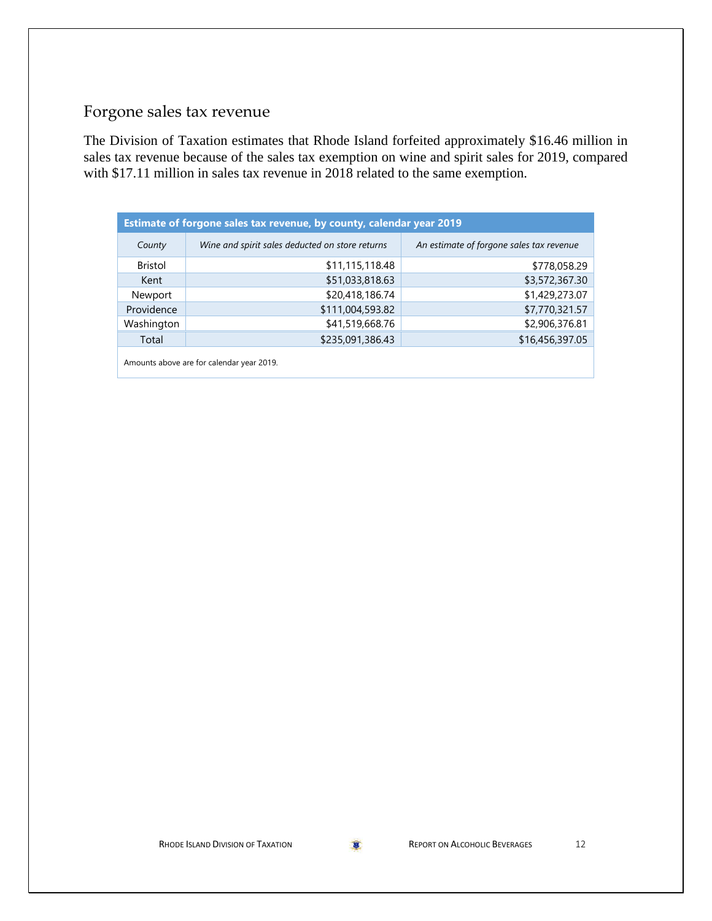## Forgone sales tax revenue

The Division of Taxation estimates that Rhode Island forfeited approximately $16.46 million in sales tax revenue because of the sales tax exemption on wine and spirit sales for 2019, compared with $17.11 million in sales tax revenue in 2018 related to the same exemption.

**Estimate of forgone sales tax revenue, by county, calendar year 2019**

| *County* | *Wine and spirit sales deducted on store returns* | *An estimate of forgone sales tax revenue* |
|---|---:|---:|
| Bristol | $11,115,118.48 | $778,058.29 |
| Kent | $51,033,818.63 | $3,572,367.30 |
| Newport | $20,418,186.74 | $1,429,273.07 |
| Providence | $111,004,593.82 | $7,770,321.57 |
| Washington | $41,519,668.76 | $2,906,376.81 |
| Total | $235,091,386.43 | $16,456,397.05 |

Amounts above are for calendar year 2019.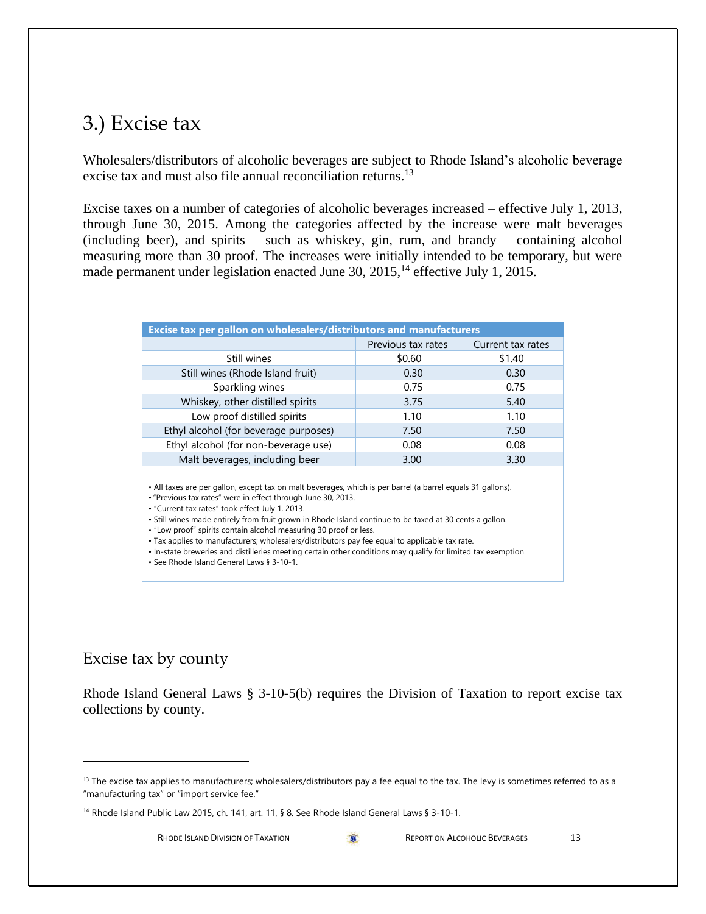## 3.) Excise tax

Wholesalers/distributors of alcoholic beverages are subject to Rhode Island's alcoholic beverage excise tax and must also file annual reconciliation returns.[13]

Excise taxes on a number of categories of alcoholic beverages increased – effective July 1, 2013, through June 30, 2015. Among the categories affected by the increase were malt beverages (including beer), and spirits – such as whiskey, gin, rum, and brandy – containing alcohol measuring more than 30 proof. The increases were initially intended to be temporary, but were made permanent under legislation enacted June 30, 2015,[14] effective July 1, 2015.

| Excise tax per gallon on wholesalers/distributors and manufacturers | | |
|---|---|---|
| | Previous tax rates | Current tax rates |
| Still wines | $0.60 | $1.40 |
| Still wines (Rhode Island fruit) | 0.30 | 0.30 |
| Sparkling wines | 0.75 | 0.75 |
| Whiskey, other distilled spirits | 3.75 | 5.40 |
| Low proof distilled spirits | 1.10 | 1.10 |
| Ethyl alcohol (for beverage purposes) | 7.50 | 7.50 |
| Ethyl alcohol (for non-beverage use) | 0.08 | 0.08 |
| Malt beverages, including beer | 3.00 | 3.30 |

- All taxes are per gallon, except tax on malt beverages, which is per barrel (a barrel equals 31 gallons).
- "Previous tax rates" were in effect through June 30, 2013.
- "Current tax rates" took effect July 1, 2013.
- Still wines made entirely from fruit grown in Rhode Island continue to be taxed at 30 cents a gallon.
- "Low proof" spirits contain alcohol measuring 30 proof or less.
- Tax applies to manufacturers; wholesalers/distributors pay fee equal to applicable tax rate.
- In-state breweries and distilleries meeting certain other conditions may qualify for limited tax exemption.
- See Rhode Island General Laws § 3-10-1.

### Excise tax by county

Rhode Island General Laws § 3-10-5(b) requires the Division of Taxation to report excise tax collections by county.

---

[13] The excise tax applies to manufacturers; wholesalers/distributors pay a fee equal to the tax. The levy is sometimes referred to as a "manufacturing tax" or "import service fee."

[14] Rhode Island Public Law 2015, ch. 141, art. 11, § 8. See Rhode Island General Laws § 3-10-1.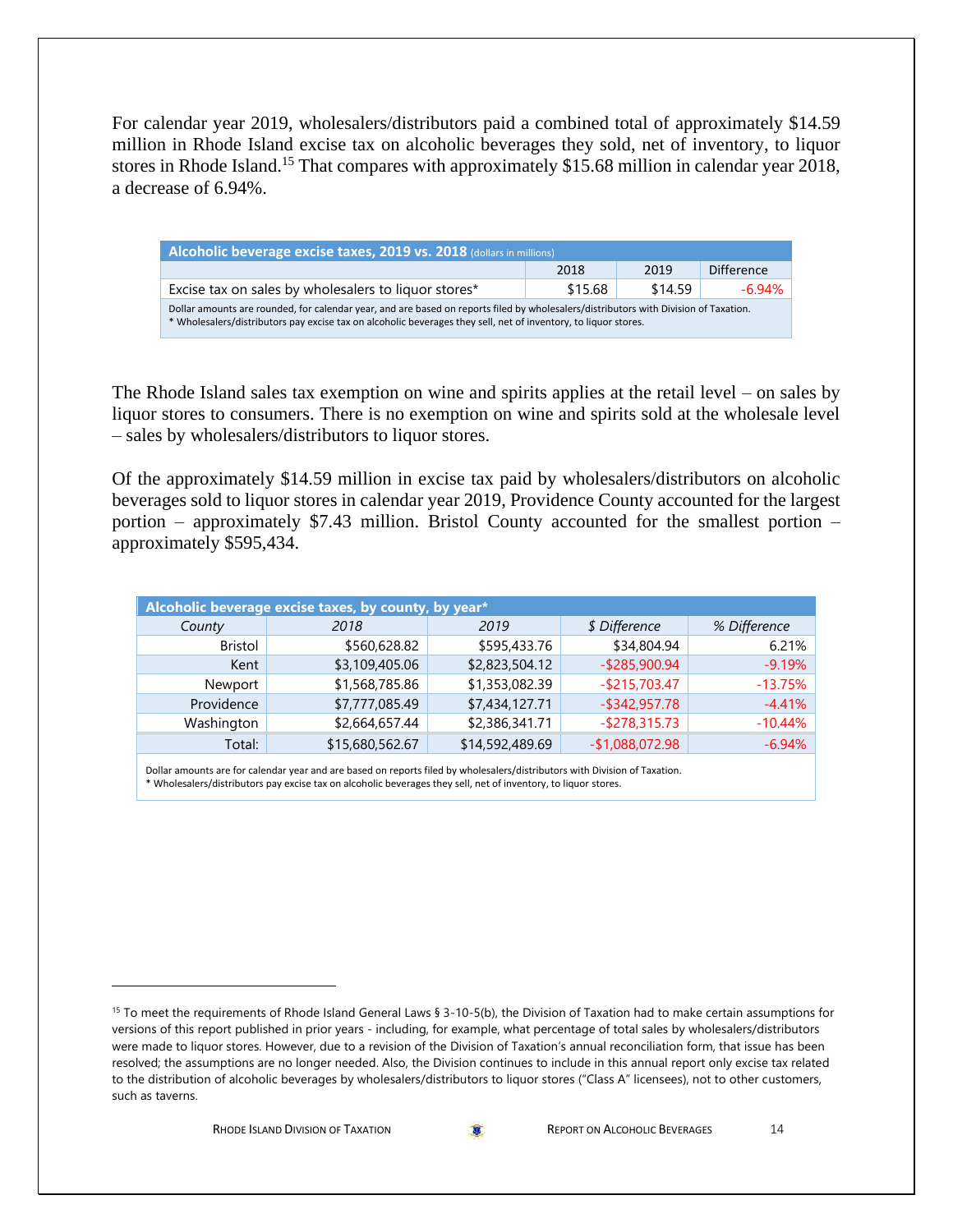For calendar year 2019, wholesalers/distributors paid a combined total of approximately $14.59 million in Rhode Island excise tax on alcoholic beverages they sold, net of inventory, to liquor stores in Rhode Island.[15] That compares with approximately $15.68 million in calendar year 2018, a decrease of 6.94%.

| **Alcoholic beverage excise taxes, 2019 vs. 2018** (dollars in millions) | | | |
|---|---|---|---|
| | 2018 | 2019 | Difference |
| Excise tax on sales by wholesalers to liquor stores* | $15.68 | $14.59 | -6.94% |

Dollar amounts are rounded, for calendar year, and are based on reports filed by wholesalers/distributors with Division of Taxation.
* Wholesalers/distributors pay excise tax on alcoholic beverages they sell, net of inventory, to liquor stores.

The Rhode Island sales tax exemption on wine and spirits applies at the retail level – on sales by liquor stores to consumers. There is no exemption on wine and spirits sold at the wholesale level – sales by wholesalers/distributors to liquor stores.

Of the approximately $14.59 million in excise tax paid by wholesalers/distributors on alcoholic beverages sold to liquor stores in calendar year 2019, Providence County accounted for the largest portion – approximately $7.43 million. Bristol County accounted for the smallest portion – approximately $595,434.

**Alcoholic beverage excise taxes, by county, by year***

| *County* | *2018* | *2019* | *$ Difference* | *% Difference* |
|---|---|---|---|---|
| Bristol | $560,628.82 | $595,433.76 | $34,804.94 | 6.21% |
| Kent | $3,109,405.06 | $2,823,504.12 | -$285,900.94 | -9.19% |
| Newport | $1,568,785.86 | $1,353,082.39 | -$215,703.47 | -13.75% |
| Providence | $7,777,085.49 | $7,434,127.71 | -$342,957.78 | -4.41% |
| Washington | $2,664,657.44 | $2,386,341.71 | -$278,315.73 | -10.44% |
| Total: | $15,680,562.67 | $14,592,489.69 | -$1,088,072.98 | -6.94% |

Dollar amounts are for calendar year and are based on reports filed by wholesalers/distributors with Division of Taxation.
* Wholesalers/distributors pay excise tax on alcoholic beverages they sell, net of inventory, to liquor stores.

[15] To meet the requirements of Rhode Island General Laws § 3-10-5(b), the Division of Taxation had to make certain assumptions for versions of this report published in prior years - including, for example, what percentage of total sales by wholesalers/distributors were made to liquor stores. However, due to a revision of the Division of Taxation's annual reconciliation form, that issue has been resolved; the assumptions are no longer needed. Also, the Division continues to include in this annual report only excise tax related to the distribution of alcoholic beverages by wholesalers/distributors to liquor stores ("Class A" licensees), not to other customers, such as taverns.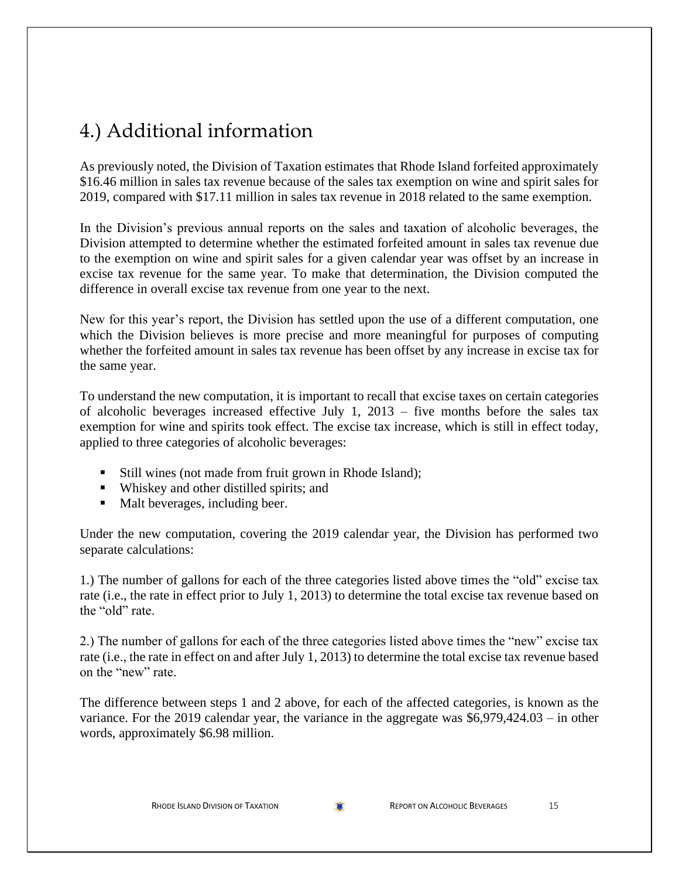# 4.) Additional information

As previously noted, the Division of Taxation estimates that Rhode Island forfeited approximately $16.46 million in sales tax revenue because of the sales tax exemption on wine and spirit sales for 2019, compared with $17.11 million in sales tax revenue in 2018 related to the same exemption.

In the Division's previous annual reports on the sales and taxation of alcoholic beverages, the Division attempted to determine whether the estimated forfeited amount in sales tax revenue due to the exemption on wine and spirit sales for a given calendar year was offset by an increase in excise tax revenue for the same year. To make that determination, the Division computed the difference in overall excise tax revenue from one year to the next.

New for this year's report, the Division has settled upon the use of a different computation, one which the Division believes is more precise and more meaningful for purposes of computing whether the forfeited amount in sales tax revenue has been offset by any increase in excise tax for the same year.

To understand the new computation, it is important to recall that excise taxes on certain categories of alcoholic beverages increased effective July 1, 2013 – five months before the sales tax exemption for wine and spirits took effect. The excise tax increase, which is still in effect today, applied to three categories of alcoholic beverages:

- Still wines (not made from fruit grown in Rhode Island);
- Whiskey and other distilled spirits; and
- Malt beverages, including beer.

Under the new computation, covering the 2019 calendar year, the Division has performed two separate calculations:

1.) The number of gallons for each of the three categories listed above times the "old" excise tax rate (i.e., the rate in effect prior to July 1, 2013) to determine the total excise tax revenue based on the "old" rate.

2.) The number of gallons for each of the three categories listed above times the "new" excise tax rate (i.e., the rate in effect on and after July 1, 2013) to determine the total excise tax revenue based on the "new" rate.

The difference between steps 1 and 2 above, for each of the affected categories, is known as the variance. For the 2019 calendar year, the variance in the aggregate was $6,979,424.03 – in other words, approximately $6.98 million.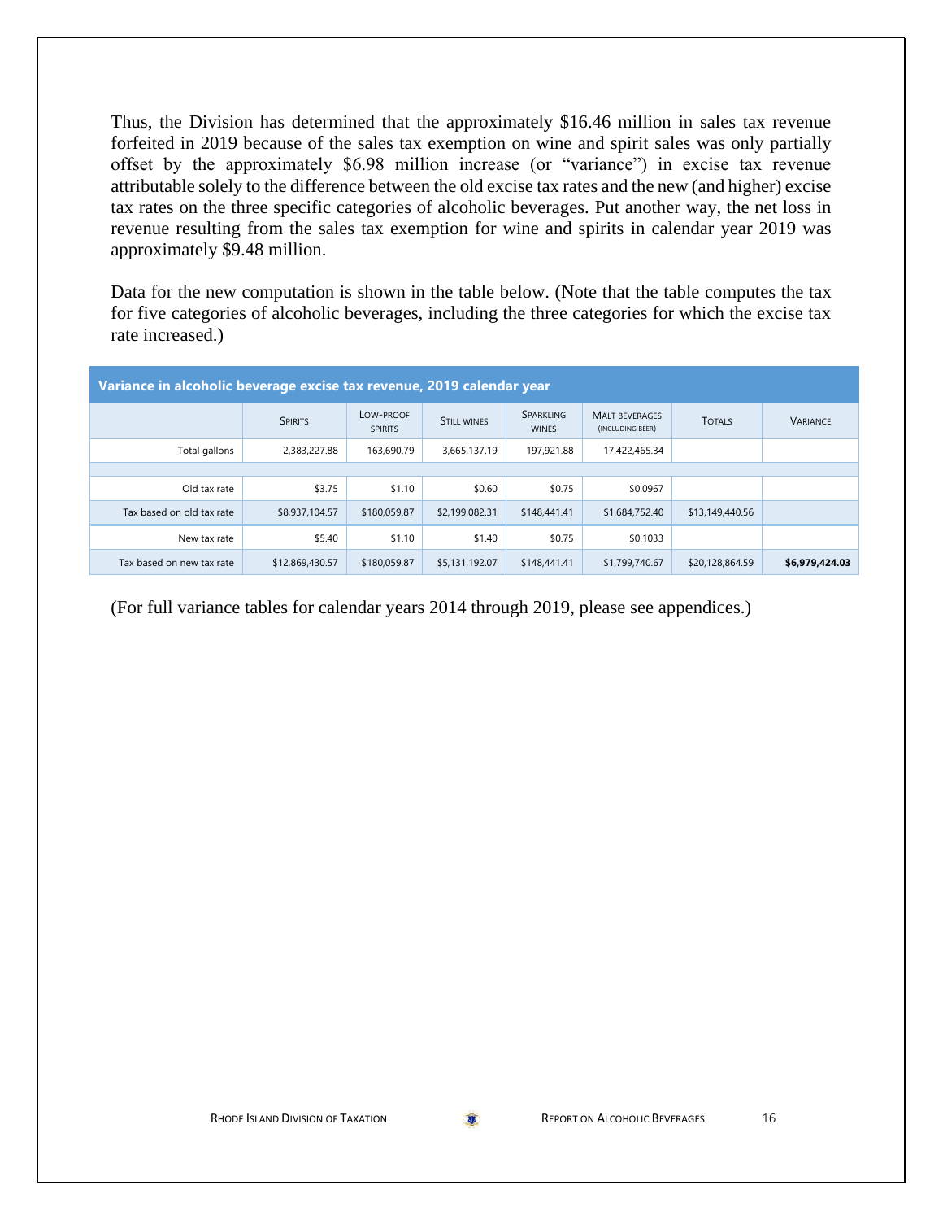Thus, the Division has determined that the approximately $16.46 million in sales tax revenue forfeited in 2019 because of the sales tax exemption on wine and spirit sales was only partially offset by the approximately $6.98 million increase (or "variance") in excise tax revenue attributable solely to the difference between the old excise tax rates and the new (and higher) excise tax rates on the three specific categories of alcoholic beverages. Put another way, the net loss in revenue resulting from the sales tax exemption for wine and spirits in calendar year 2019 was approximately $9.48 million.

Data for the new computation is shown in the table below. (Note that the table computes the tax for five categories of alcoholic beverages, including the three categories for which the excise tax rate increased.)

**Variance in alcoholic beverage excise tax revenue, 2019 calendar year**

| | Spirits | Low-proof spirits | Still wines | Sparkling wines | Malt beverages (including beer) | Totals | Variance |
|---|---|---|---|---|---|---|---|
| Total gallons | 2,383,227.88 | 163,690.79 | 3,665,137.19 | 197,921.88 | 17,422,465.34 | | |
| | | | | | | | |
| Old tax rate | $3.75 | $1.10 | $0.60 | $0.75 | $0.0967 | | |
| Tax based on old tax rate | $8,937,104.57 | $180,059.87 | $2,199,082.31 | $148,441.41 | $1,684,752.40 | $13,149,440.56 | |
| New tax rate | $5.40 | $1.10 | $1.40 | $0.75 | $0.1033 | | |
| Tax based on new tax rate | $12,869,430.57 | $180,059.87 | $5,131,192.07 | $148,441.41 | $1,799,740.67 | $20,128,864.59 | **$6,979,424.03** |

(For full variance tables for calendar years 2014 through 2019, please see appendices.)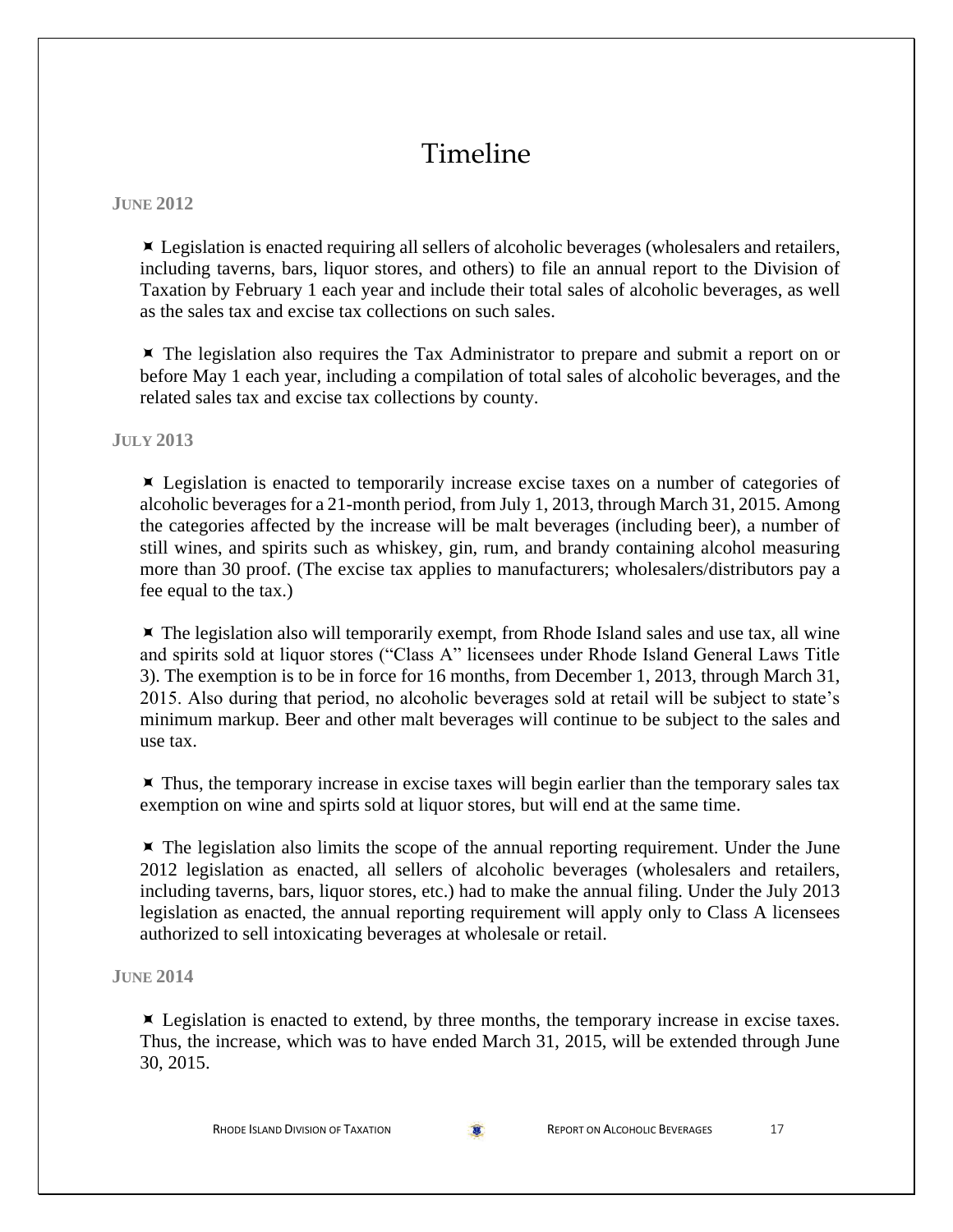# Timeline

**JUNE 2012**

- Legislation is enacted requiring all sellers of alcoholic beverages (wholesalers and retailers, including taverns, bars, liquor stores, and others) to file an annual report to the Division of Taxation by February 1 each year and include their total sales of alcoholic beverages, as well as the sales tax and excise tax collections on such sales.

- The legislation also requires the Tax Administrator to prepare and submit a report on or before May 1 each year, including a compilation of total sales of alcoholic beverages, and the related sales tax and excise tax collections by county.

**JULY 2013**

- Legislation is enacted to temporarily increase excise taxes on a number of categories of alcoholic beverages for a 21-month period, from July 1, 2013, through March 31, 2015. Among the categories affected by the increase will be malt beverages (including beer), a number of still wines, and spirits such as whiskey, gin, rum, and brandy containing alcohol measuring more than 30 proof. (The excise tax applies to manufacturers; wholesalers/distributors pay a fee equal to the tax.)

- The legislation also will temporarily exempt, from Rhode Island sales and use tax, all wine and spirits sold at liquor stores ("Class A" licensees under Rhode Island General Laws Title 3). The exemption is to be in force for 16 months, from December 1, 2013, through March 31, 2015. Also during that period, no alcoholic beverages sold at retail will be subject to state's minimum markup. Beer and other malt beverages will continue to be subject to the sales and use tax.

- Thus, the temporary increase in excise taxes will begin earlier than the temporary sales tax exemption on wine and spirts sold at liquor stores, but will end at the same time.

- The legislation also limits the scope of the annual reporting requirement. Under the June 2012 legislation as enacted, all sellers of alcoholic beverages (wholesalers and retailers, including taverns, bars, liquor stores, etc.) had to make the annual filing. Under the July 2013 legislation as enacted, the annual reporting requirement will apply only to Class A licensees authorized to sell intoxicating beverages at wholesale or retail.

**JUNE 2014**

- Legislation is enacted to extend, by three months, the temporary increase in excise taxes. Thus, the increase, which was to have ended March 31, 2015, will be extended through June 30, 2015.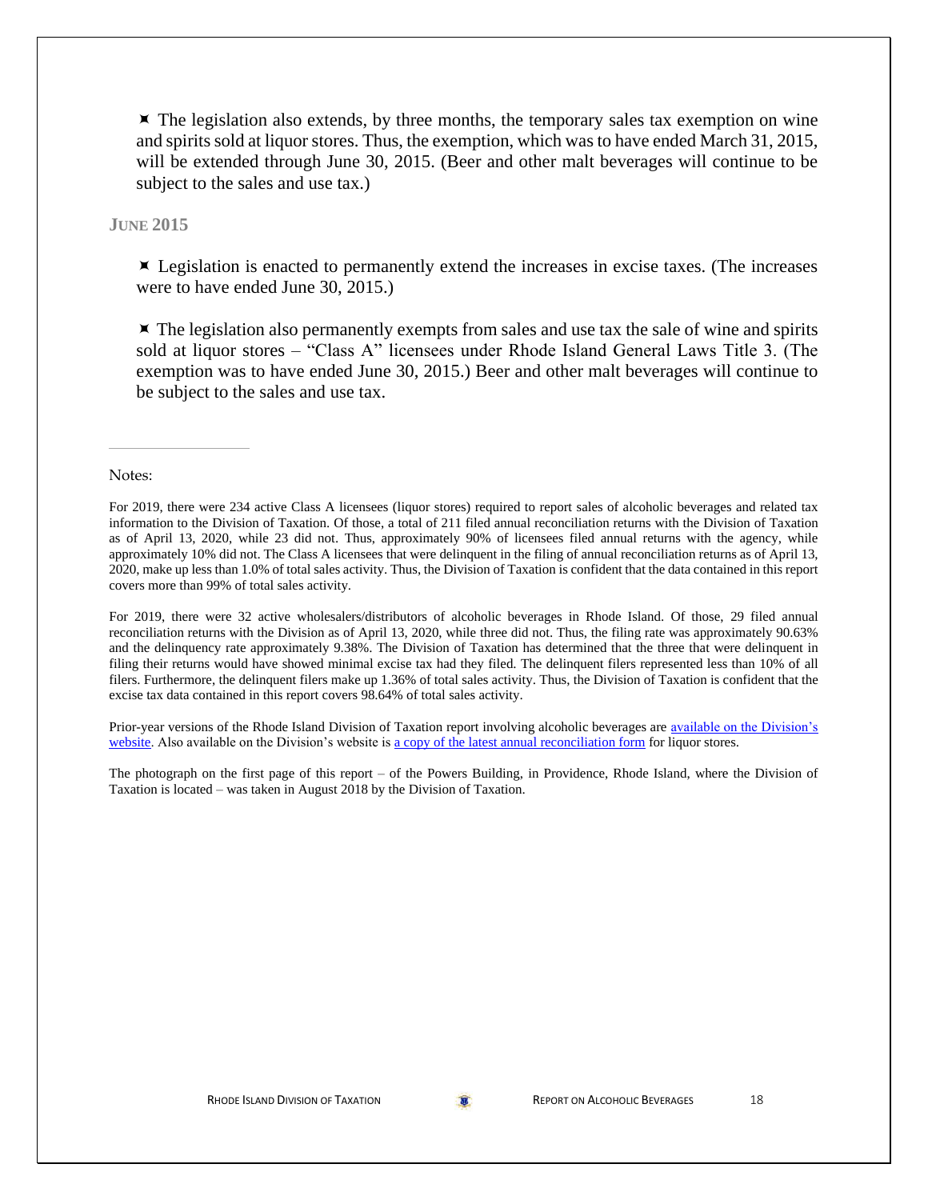- The legislation also extends, by three months, the temporary sales tax exemption on wine and spirits sold at liquor stores. Thus, the exemption, which was to have ended March 31, 2015, will be extended through June 30, 2015. (Beer and other malt beverages will continue to be subject to the sales and use tax.)

### JUNE 2015

- Legislation is enacted to permanently extend the increases in excise taxes. (The increases were to have ended June 30, 2015.)

- The legislation also permanently exempts from sales and use tax the sale of wine and spirits sold at liquor stores – "Class A" licensees under Rhode Island General Laws Title 3. (The exemption was to have ended June 30, 2015.) Beer and other malt beverages will continue to be subject to the sales and use tax.

---

Notes:

For 2019, there were 234 active Class A licensees (liquor stores) required to report sales of alcoholic beverages and related tax information to the Division of Taxation. Of those, a total of 211 filed annual reconciliation returns with the Division of Taxation as of April 13, 2020, while 23 did not. Thus, approximately 90% of licensees filed annual returns with the agency, while approximately 10% did not. The Class A licensees that were delinquent in the filing of annual reconciliation returns as of April 13, 2020, make up less than 1.0% of total sales activity. Thus, the Division of Taxation is confident that the data contained in this report covers more than 99% of total sales activity.

For 2019, there were 32 active wholesalers/distributors of alcoholic beverages in Rhode Island. Of those, 29 filed annual reconciliation returns with the Division as of April 13, 2020, while three did not. Thus, the filing rate was approximately 90.63% and the delinquency rate approximately 9.38%. The Division of Taxation has determined that the three that were delinquent in filing their returns would have showed minimal excise tax had they filed. The delinquent filers represented less than 10% of all filers. Furthermore, the delinquent filers make up 1.36% of total sales activity. Thus, the Division of Taxation is confident that the excise tax data contained in this report covers 98.64% of total sales activity.

Prior-year versions of the Rhode Island Division of Taxation report involving alcoholic beverages are available on the Division's website. Also available on the Division's website is a copy of the latest annual reconciliation form for liquor stores.

The photograph on the first page of this report – of the Powers Building, in Providence, Rhode Island, where the Division of Taxation is located – was taken in August 2018 by the Division of Taxation.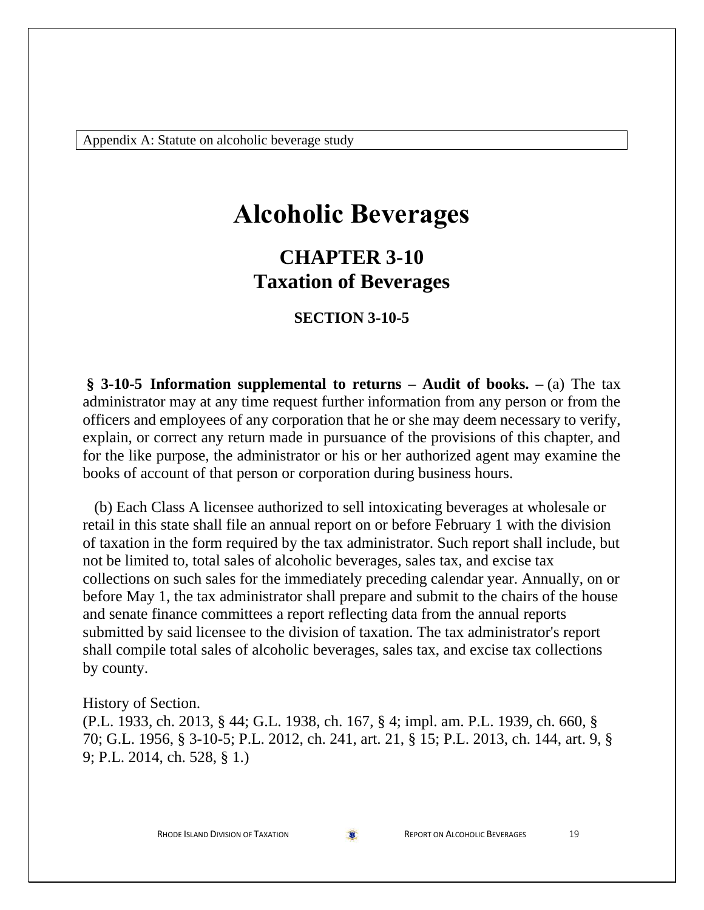Appendix A: Statute on alcoholic beverage study

# Alcoholic Beverages

## CHAPTER 3-10
## Taxation of Beverages

### SECTION 3-10-5

**§ 3-10-5 Information supplemental to returns – Audit of books. –** (a) The tax administrator may at any time request further information from any person or from the officers and employees of any corporation that he or she may deem necessary to verify, explain, or correct any return made in pursuance of the provisions of this chapter, and for the like purpose, the administrator or his or her authorized agent may examine the books of account of that person or corporation during business hours.

(b) Each Class A licensee authorized to sell intoxicating beverages at wholesale or retail in this state shall file an annual report on or before February 1 with the division of taxation in the form required by the tax administrator. Such report shall include, but not be limited to, total sales of alcoholic beverages, sales tax, and excise tax collections on such sales for the immediately preceding calendar year. Annually, on or before May 1, the tax administrator shall prepare and submit to the chairs of the house and senate finance committees a report reflecting data from the annual reports submitted by said licensee to the division of taxation. The tax administrator's report shall compile total sales of alcoholic beverages, sales tax, and excise tax collections by county.

History of Section.
(P.L. 1933, ch. 2013, § 44; G.L. 1938, ch. 167, § 4; impl. am. P.L. 1939, ch. 660, § 70; G.L. 1956, § 3-10-5; P.L. 2012, ch. 241, art. 21, § 15; P.L. 2013, ch. 144, art. 9, § 9; P.L. 2014, ch. 528, § 1.)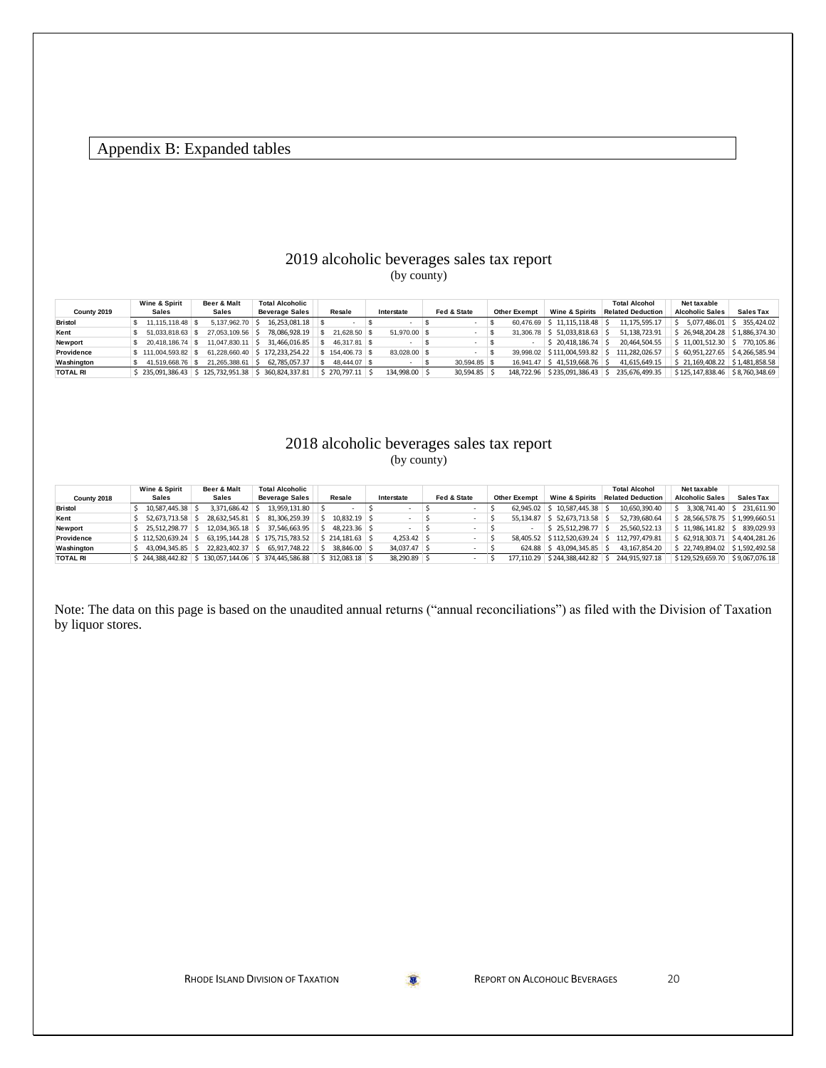# Appendix B: Expanded tables

## 2019 alcoholic beverages sales tax report
(by county)

| County 2019 | Wine & Spirit Sales | Beer & Malt Sales | Total Alcoholic Beverage Sales | Resale | Interstate | Fed & State | Other Exempt | Wine & Spirits | Total Alcohol Related Deduction | Net taxable Alcoholic Sales | Sales Tax |
|---|---|---|---|---|---|---|---|---|---|---|---|
| Bristol | $ 11,115,118.48 | $ 5,137,962.70 | $ 16,253,081.18 | $ - | $ - | $ - | $ 60,476.69 | $ 11,115,118.48 | $ 11,175,595.17 | $ 5,077,486.01 | $ 355,424.02 |
| Kent | $ 51,033,818.63 | $ 27,053,109.56 | $ 78,086,928.19 | $ 21,628.50 | $ 51,970.00 | $ - | $ 31,306.78 | $ 51,033,818.63 | $ 51,138,723.91 | $ 26,948,204.28 | $ 1,886,374.30 |
| Newport | $ 20,418,186.74 | $ 11,047,830.11 | $ 31,466,016.85 | $ 46,317.81 | $ - | $ - | $ - | $ 20,418,186.74 | $ 20,464,504.55 | $ 11,001,512.30 | $ 770,105.86 |
| Providence | $ 111,004,593.82 | $ 61,228,660.40 | $ 172,233,254.22 | $ 154,406.73 | $ 83,028.00 | $ - | $ 39,998.02 | $ 111,004,593.82 | $ 111,282,026.57 | $ 60,951,227.65 | $ 4,266,585.94 |
| Washington | $ 41,519,668.76 | $ 21,265,388.61 | $ 62,785,057.37 | $ 48,444.07 | $ - | $ 30,594.85 | $ 16,941.47 | $ 41,519,668.76 | $ 41,615,649.15 | $ 21,169,408.22 | $ 1,481,858.58 |
| TOTAL RI | $ 235,091,386.43 | $ 125,732,951.38 | $ 360,824,337.81 | $ 270,797.11 | $ 134,998.00 | $ 30,594.85 | $ 148,722.96 | $ 235,091,386.43 | $ 235,676,499.35 | $ 125,147,838.46 | $ 8,760,348.69 |

## 2018 alcoholic beverages sales tax report
(by county)

| County 2018 | Wine & Spirit Sales | Beer & Malt Sales | Total Alcoholic Beverage Sales | Resale | Interstate | Fed & State | Other Exempt | Wine & Spirits | Total Alcohol Related Deduction | Net taxable Alcoholic Sales | Sales Tax |
|---|---|---|---|---|---|---|---|---|---|---|---|
| Bristol | $ 10,587,445.38 | $ 3,371,686.42 | $ 13,959,131.80 | $ - | $ - | $ - | $ 62,945.02 | $ 10,587,445.38 | $ 10,650,390.40 | $ 3,308,741.40 | $ 231,611.90 |
| Kent | $ 52,673,713.58 | $ 28,632,545.81 | $ 81,306,259.39 | $ 10,832.19 | $ - | $ - | $ 55,134.87 | $ 52,673,713.58 | $ 52,739,680.64 | $ 28,566,578.75 | $ 1,999,660.51 |
| Newport | $ 25,512,298.77 | $ 12,034,365.18 | $ 37,546,663.95 | $ 48,223.36 | $ - | $ - | $ - | $ 25,512,298.77 | $ 25,560,522.13 | $ 11,986,141.82 | $ 839,029.93 |
| Providence | $ 112,520,639.24 | $ 63,195,144.28 | $ 175,715,783.52 | $ 214,181.63 | $ 4,253.42 | $ - | $ 58,405.52 | $ 112,520,639.24 | $ 112,797,479.81 | $ 62,918,303.71 | $ 4,404,281.26 |
| Washington | $ 43,094,345.85 | $ 22,823,402.37 | $ 65,917,748.22 | $ 38,846.00 | $ 34,037.47 | $ - | $ 624.88 | $ 43,094,345.85 | $ 43,167,854.20 | $ 22,749,894.02 | $ 1,592,492.58 |
| TOTAL RI | $ 244,388,442.82 | $ 130,057,144.06 | $ 374,445,586.88 | $ 312,083.18 | $ 38,290.89 | $ - | $ 177,110.29 | $ 244,388,442.82 | $ 244,915,927.18 | $ 129,529,659.70 | $ 9,067,076.18 |

Note: The data on this page is based on the unaudited annual returns ("annual reconciliations") as filed with the Division of Taxation by liquor stores.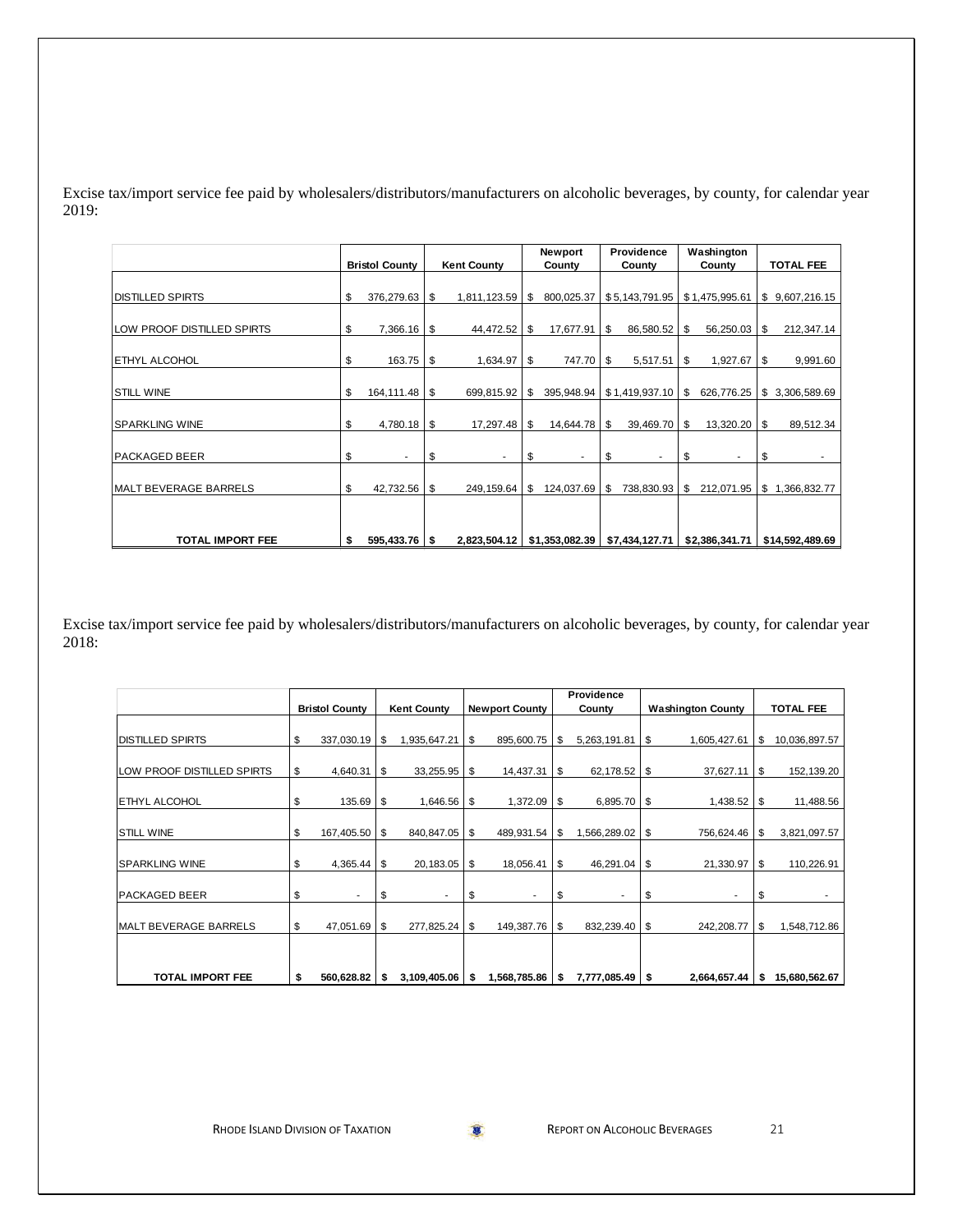Excise tax/import service fee paid by wholesalers/distributors/manufacturers on alcoholic beverages, by county, for calendar year 2019:

| | Bristol County | Kent County | Newport County | Providence County | Washington County | TOTAL FEE |
|---|---|---|---|---|---|---|
| DISTILLED SPIRTS | $ 376,279.63 | $ 1,811,123.59 | $ 800,025.37 | $ 5,143,791.95 | $ 1,475,995.61 | $ 9,607,216.15 |
| LOW PROOF DISTILLED SPIRTS | $ 7,366.16 | $ 44,472.52 | $ 17,677.91 | $ 86,580.52 | $ 56,250.03 | $ 212,347.14 |
| ETHYL ALCOHOL | $ 163.75 | $ 1,634.97 | $ 747.70 | $ 5,517.51 | $ 1,927.67 | $ 9,991.60 |
| STILL WINE | $ 164,111.48 | $ 699,815.92 | $ 395,948.94 | $ 1,419,937.10 | $ 626,776.25 | $ 3,306,589.69 |
| SPARKLING WINE | $ 4,780.18 | $ 17,297.48 | $ 14,644.78 | $ 39,469.70 | $ 13,320.20 | $ 89,512.34 |
| PACKAGED BEER | $ - | $ - | $ - | $ - | $ - | $ - |
| MALT BEVERAGE BARRELS | $ 42,732.56 | $ 249,159.64 | $ 124,037.69 | $ 738,830.93 | $ 212,071.95 | $ 1,366,832.77 |
| **TOTAL IMPORT FEE** | **$ 595,433.76** | **$ 2,823,504.12** | **$1,353,082.39** | **$7,434,127.71** | **$2,386,341.71** | **$14,592,489.69** |

Excise tax/import service fee paid by wholesalers/distributors/manufacturers on alcoholic beverages, by county, for calendar year 2018:

| | Bristol County | Kent County | Newport County | Providence County | Washington County | TOTAL FEE |
|---|---|---|---|---|---|---|
| DISTILLED SPIRTS | $ 337,030.19 | $ 1,935,647.21 | $ 895,600.75 | $ 5,263,191.81 | $ 1,605,427.61 | $ 10,036,897.57 |
| LOW PROOF DISTILLED SPIRTS | $ 4,640.31 | $ 33,255.95 | $ 14,437.31 | $ 62,178.52 | $ 37,627.11 | $ 152,139.20 |
| ETHYL ALCOHOL | $ 135.69 | $ 1,646.56 | $ 1,372.09 | $ 6,895.70 | $ 1,438.52 | $ 11,488.56 |
| STILL WINE | $ 167,405.50 | $ 840,847.05 | $ 489,931.54 | $ 1,566,289.02 | $ 756,624.46 | $ 3,821,097.57 |
| SPARKLING WINE | $ 4,365.44 | $ 20,183.05 | $ 18,056.41 | $ 46,291.04 | $ 21,330.97 | $ 110,226.91 |
| PACKAGED BEER | $ - | $ - | $ - | $ - | $ - | $ - |
| MALT BEVERAGE BARRELS | $ 47,051.69 | $ 277,825.24 | $ 149,387.76 | $ 832,239.40 | $ 242,208.77 | $ 1,548,712.86 |
| **TOTAL IMPORT FEE** | **$ 560,628.82** | **$ 3,109,405.06** | **$ 1,568,785.86** | **$ 7,777,085.49** | **$ 2,664,657.44** | **$ 15,680,562.67** |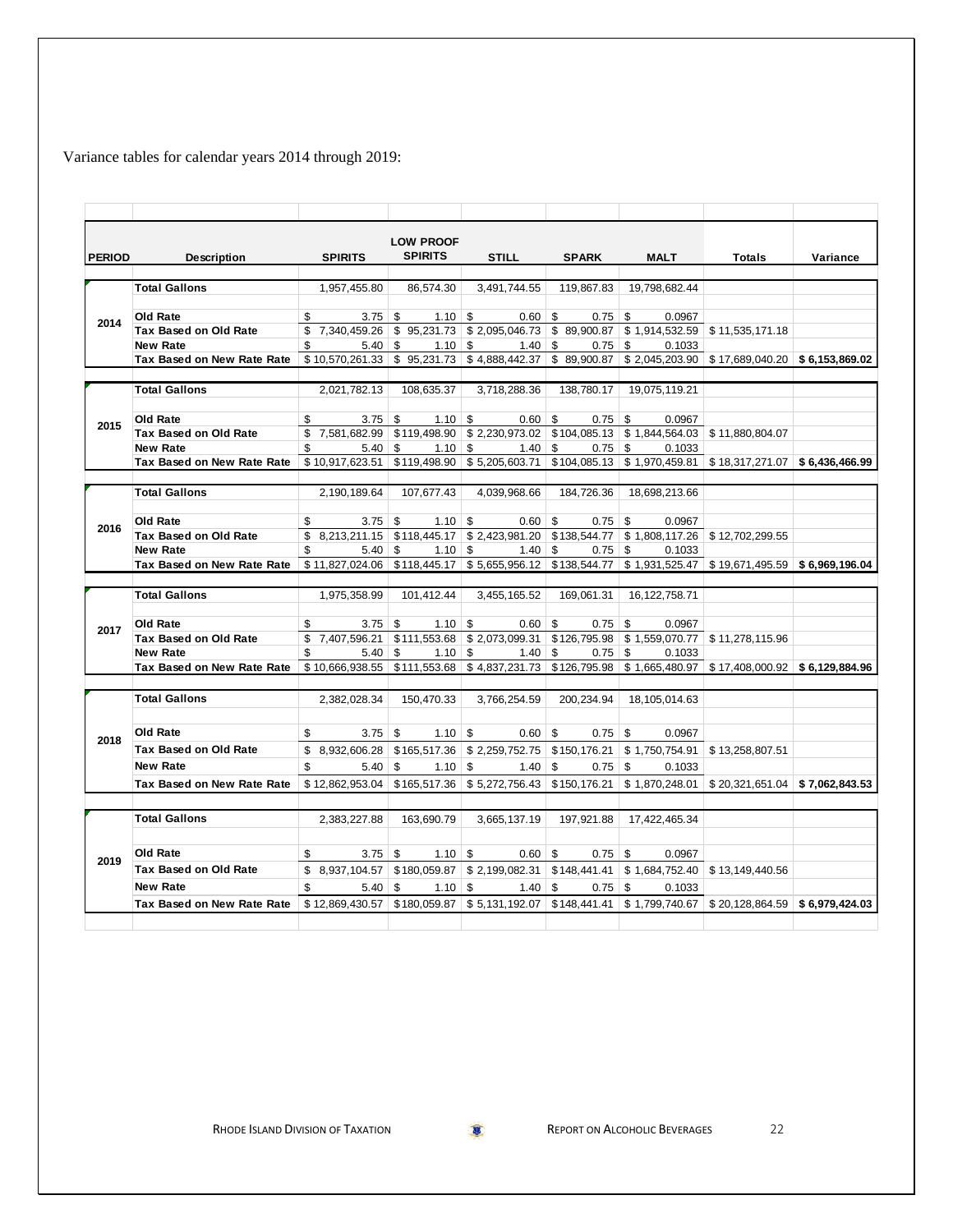Variance tables for calendar years 2014 through 2019:

| PERIOD | Description | SPIRITS | LOW PROOF SPIRITS | STILL | SPARK | MALT | Totals | Variance |
|---|---|---|---|---|---|---|---|---|
| 2014 | Total Gallons | 1,957,455.80 | 86,574.30 | 3,491,744.55 | 119,867.83 | 19,798,682.44 | | |
| | Old Rate | $ 3.75 | $ 1.10 | $ 0.60 | $ 0.75 | $ 0.0967 | | |
| | Tax Based on Old Rate | $ 7,340,459.26 | $ 95,231.73 | $ 2,095,046.73 | $ 89,900.87 | $ 1,914,532.59 | $ 11,535,171.18 | |
| | New Rate | $ 5.40 | $ 1.10 | $ 1.40 | $ 0.75 | $ 0.1033 | | |
| | Tax Based on New Rate Rate | $ 10,570,261.33 | $ 95,231.73 | $ 4,888,442.37 | $ 89,900.87 | $ 2,045,203.90 | $ 17,689,040.20 | **$ 6,153,869.02** |
| 2015 | Total Gallons | 2,021,782.13 | 108,635.37 | 3,718,288.36 | 138,780.17 | 19,075,119.21 | | |
| | Old Rate | $ 3.75 | $ 1.10 | $ 0.60 | $ 0.75 | $ 0.0967 | | |
| | Tax Based on Old Rate | $ 7,581,682.99 | $119,498.90 | $ 2,230,973.02 | $104,085.13 | $ 1,844,564.03 | $ 11,880,804.07 | |
| | New Rate | $ 5.40 | $ 1.10 | $ 1.40 | $ 0.75 | $ 0.1033 | | |
| | Tax Based on New Rate Rate | $ 10,917,623.51 | $119,498.90 | $ 5,205,603.71 | $104,085.13 | $ 1,970,459.81 | $ 18,317,271.07 | **$ 6,436,466.99** |
| 2016 | Total Gallons | 2,190,189.64 | 107,677.43 | 4,039,968.66 | 184,726.36 | 18,698,213.66 | | |
| | Old Rate | $ 3.75 | $ 1.10 | $ 0.60 | $ 0.75 | $ 0.0967 | | |
| | Tax Based on Old Rate | $ 8,213,211.15 | $118,445.17 | $ 2,423,981.20 | $138,544.77 | $ 1,808,117.26 | $ 12,702,299.55 | |
| | New Rate | $ 5.40 | $ 1.10 | $ 1.40 | $ 0.75 | $ 0.1033 | | |
| | Tax Based on New Rate Rate | $ 11,827,024.06 | $118,445.17 | $ 5,655,956.12 | $138,544.77 | $ 1,931,525.47 | $ 19,671,495.59 | **$ 6,969,196.04** |
| 2017 | Total Gallons | 1,975,358.99 | 101,412.44 | 3,455,165.52 | 169,061.31 | 16,122,758.71 | | |
| | Old Rate | $ 3.75 | $ 1.10 | $ 0.60 | $ 0.75 | $ 0.0967 | | |
| | Tax Based on Old Rate | $ 7,407,596.21 | $111,553.68 | $ 2,073,099.31 | $126,795.98 | $ 1,559,070.77 | $ 11,278,115.96 | |
| | New Rate | $ 5.40 | $ 1.10 | $ 1.40 | $ 0.75 | $ 0.1033 | | |
| | Tax Based on New Rate Rate | $ 10,666,938.55 | $111,553.68 | $ 4,837,231.73 | $126,795.98 | $ 1,665,480.97 | $ 17,408,000.92 | **$ 6,129,884.96** |
| 2018 | Total Gallons | 2,382,028.34 | 150,470.33 | 3,766,254.59 | 200,234.94 | 18,105,014.63 | | |
| | Old Rate | $ 3.75 | $ 1.10 | $ 0.60 | $ 0.75 | $ 0.0967 | | |
| | Tax Based on Old Rate | $ 8,932,606.28 | $165,517.36 | $ 2,259,752.75 | $150,176.21 | $ 1,750,754.91 | $ 13,258,807.51 | |
| | New Rate | $ 5.40 | $ 1.10 | $ 1.40 | $ 0.75 | $ 0.1033 | | |
| | Tax Based on New Rate Rate | $ 12,862,953.04 | $165,517.36 | $ 5,272,756.43 | $150,176.21 | $ 1,870,248.01 | $ 20,321,651.04 | **$ 7,062,843.53** |
| 2019 | Total Gallons | 2,383,227.88 | 163,690.79 | 3,665,137.19 | 197,921.88 | 17,422,465.34 | | |
| | Old Rate | $ 3.75 | $ 1.10 | $ 0.60 | $ 0.75 | $ 0.0967 | | |
| | Tax Based on Old Rate | $ 8,937,104.57 | $180,059.87 | $ 2,199,082.31 | $148,441.41 | $ 1,684,752.40 | $ 13,149,440.56 | |
| | New Rate | $ 5.40 | $ 1.10 | $ 1.40 | $ 0.75 | $ 0.1033 | | |
| | Tax Based on New Rate Rate | $ 12,869,430.57 | $180,059.87 | $ 5,131,192.07 | $148,441.41 | $ 1,799,740.67 | $ 20,128,864.59 | **$ 6,979,424.03** |